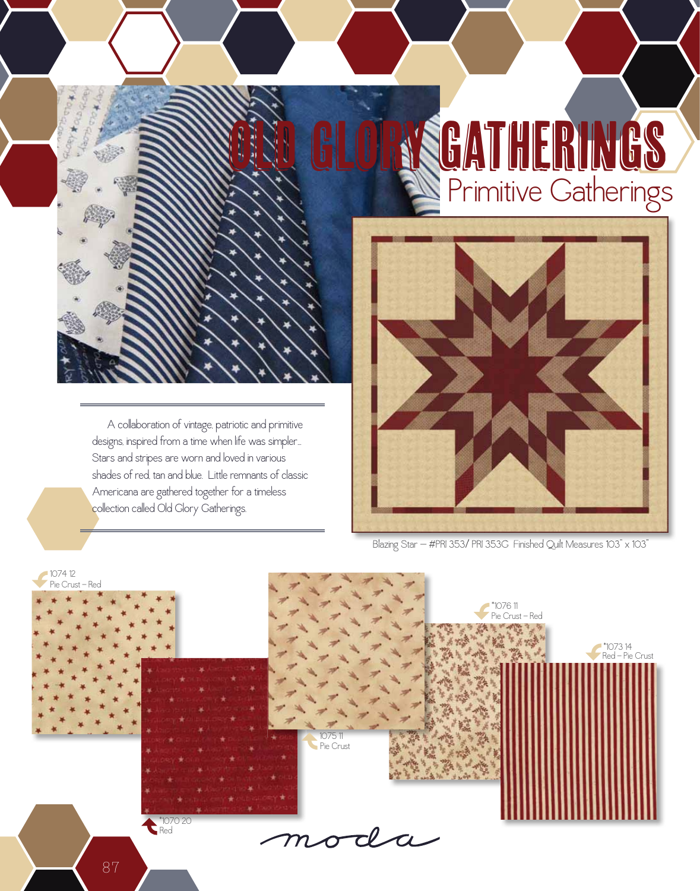# OLD GLORY GATHERINGS

## Primitive Gatherings

A collaboration of vintage, patriotic and primitive designs, inspired from a time when life was simpler... Stars and stripes are worn and loved in various shades of red, tan and blue. Little remnants of classic Americana are gathered together for a timeless collection called Old Glory Gatherings.

Blazing Star – #PRI 353/ PRI 353G Finished Quilt Measures 103" x 103"

1074 12
Pie Crust – Red

*1070 20
Red

1075 11
Pie Crust

*1076 11
Pie Crust – Red

*1073 14
Red – Pie Crust

moda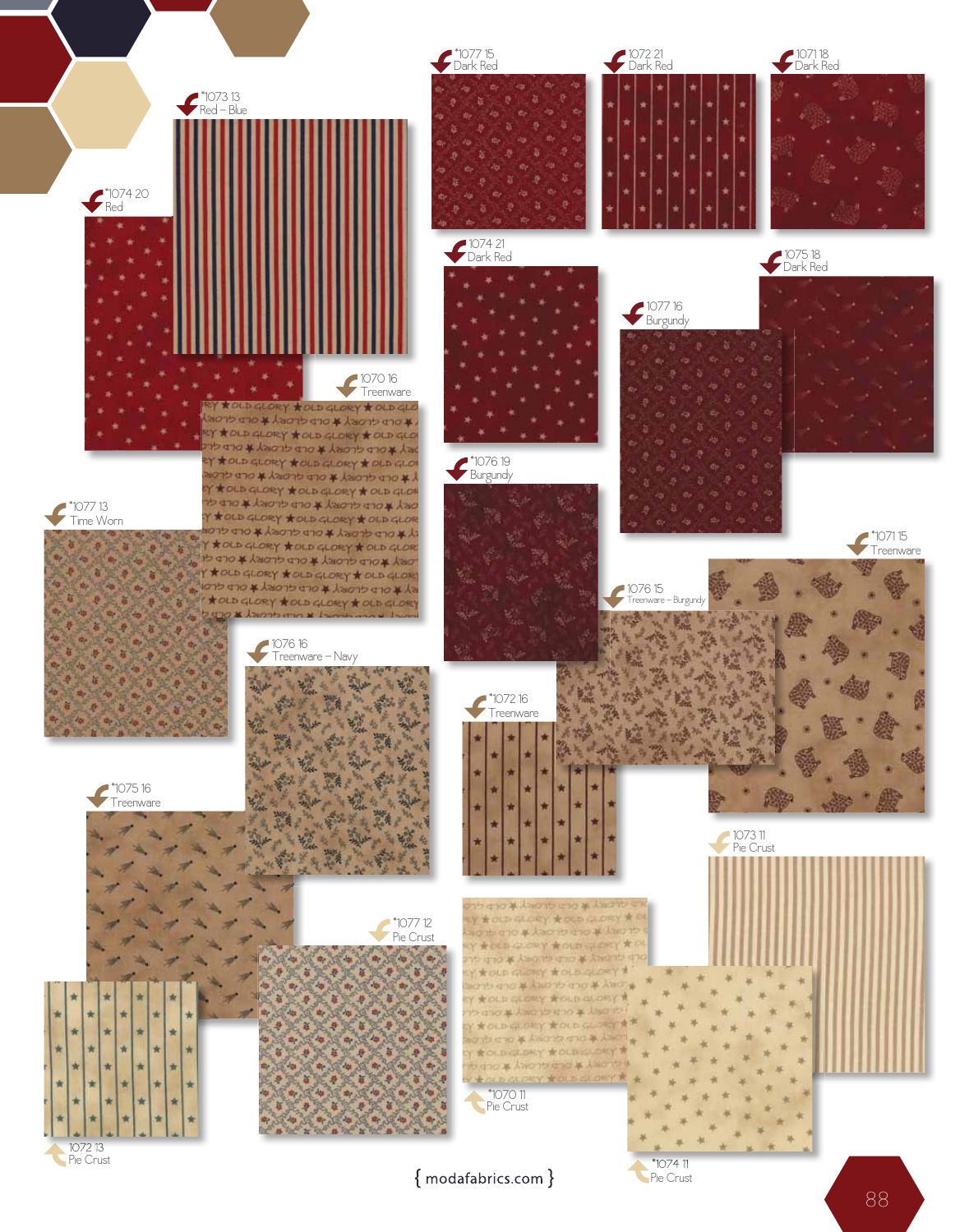*1073 13
Red – Blue

*1074 20
Red

*1077 15
Dark Red

1072 21
Dark Red

1071 18
Dark Red

1074 21
Dark Red

1075 18
Dark Red

1077 16
Burgundy

1070 16
Treenware

*1077 13
Time Worn

*1076 19
Burgundy

*1071 15
Treenware

1076 15
Treenware – Burgundy

1076 16
Treenware – Navy

*1072 16
Treenware

*1075 16
Treenware

1073 11
Pie Crust

*1077 12
Pie Crust

*1070 11
Pie Crust

1072 13
Pie Crust

*1074 11
Pie Crust

{ modafabrics.com }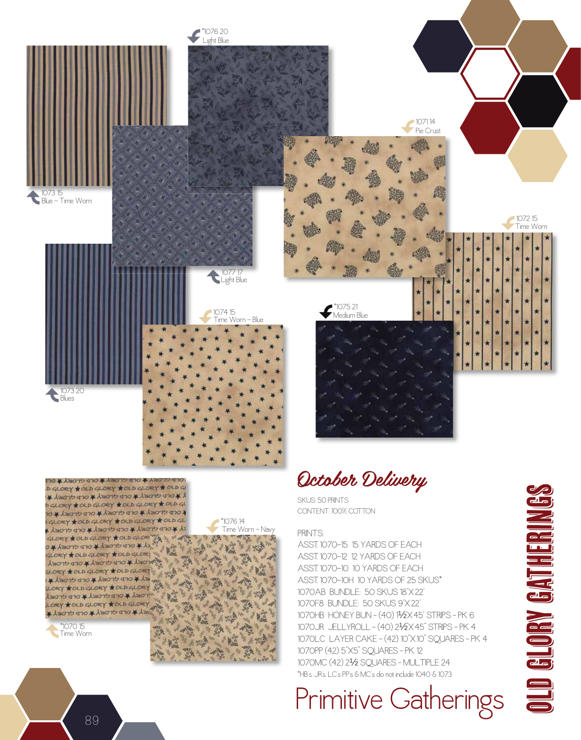*1076 20
Light Blue

1073 15
Blue – Time Worn

1071 14
Pie Crust

1072 15
Time Worn

1077 17
Light Blue

1074 15
Time Worn – Blue

*1075 21
Medium Blue

1073 20
Blues

*1076 14
Time Worn – Navy

*1070 15
Time Worn

## October Delivery

SKUS: 50 PRINTS
CONTENT: 100% COTTON

PRINTS:
ASST. 1070–15 15 YARDS OF EACH
ASST. 1070–12 12 YARDS OF EACH
ASST. 1070–10 10 YARDS OF EACH
ASST. 1070–10H 10 YARDS OF 25 SKUS*
1070AB BUNDLE: 50 SKUS 18"X 22"
1070F8 BUNDLE: 50 SKUS 9"X 22"
1070HB HONEY BUN - (40) 1½"X 45" STRIPS - PK 6
1070JR JELLYROLL - (40) 2½"X 45" STRIPS - PK 4
1070LC LAYER CAKE - (42) 10"X 10" SQUARES - PK 4
1070PP (42) 5"X5" SQUARES - PK 12
1070MC (42) 2½ SQUARES - MULTIPLE 24
*HB's, JR's, LC's PP's & MC's do not include 1040 & 1073.

Primitive Gatherings

# OLD GLORY GATHERINGS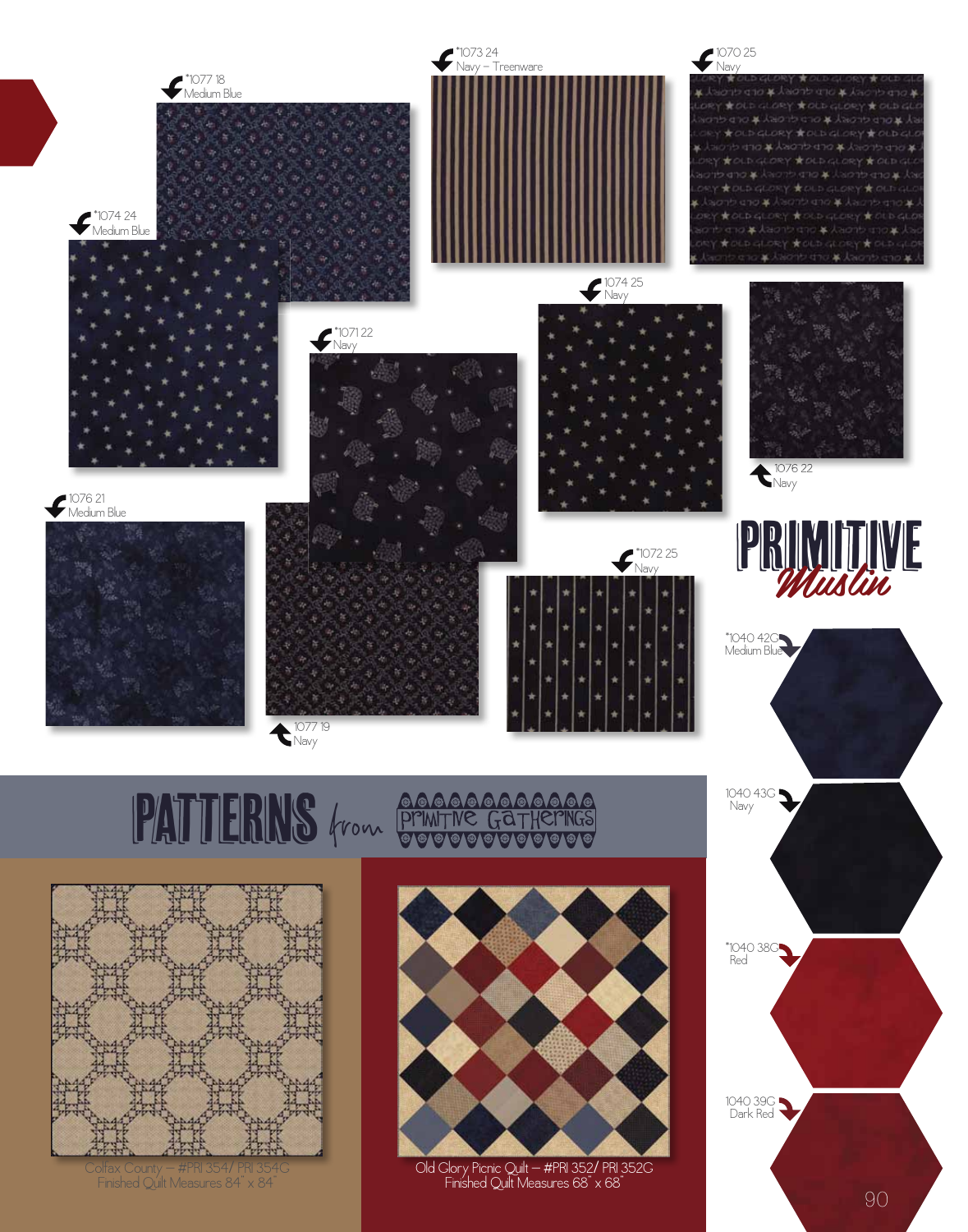*1077 18
Medium Blue

*1074 24
Medium Blue

*1073 24
Navy – Treenware

1070 25
Navy

*1071 22
Navy

1074 25
Navy

1076 22
Navy

1076 21
Medium Blue

1077 19
Navy

*1072 25
Navy

PRIMITIVE *Muslin*

*1040 42G
Medium Blue

1040 43G
Navy

*1040 38G
Red

1040 39G
Dark Red

## PATTERNS from PRIMITIVE GATHERINGS

Colfax County – #PRI 354/ PRI 354G
Finished Quilt Measures 84" x 84"

Old Glory Picnic Quilt – #PRI 352/ PRI 352G
Finished Quilt Measures 68" x 68"